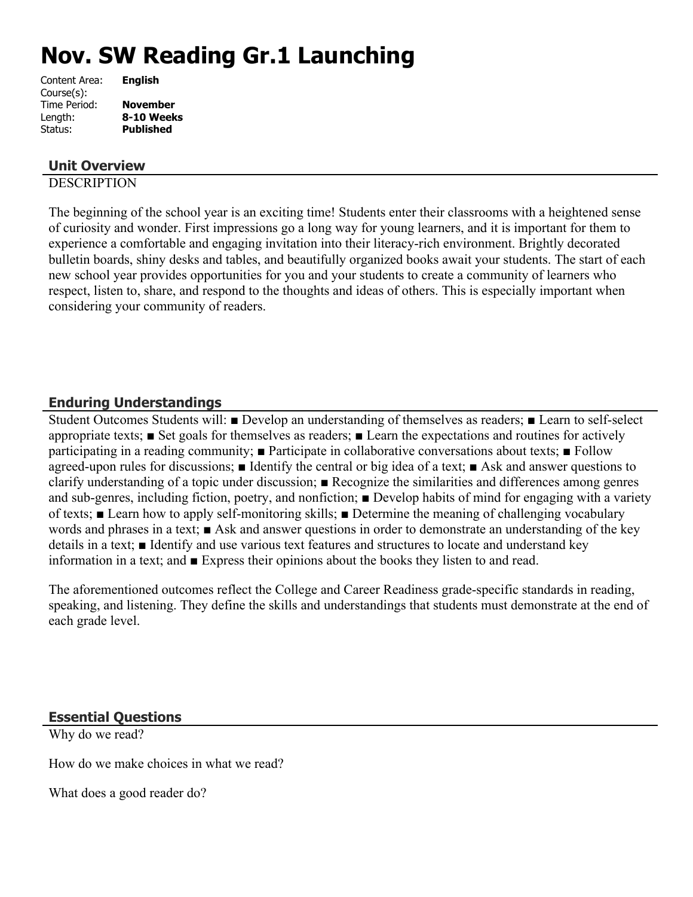# Nov. SW Reading Gr.1 Launching

Content Area: **English**
Course(s):
Time Period: **November**
Length: **8-10 Weeks**
Status: **Published**

## Unit Overview

DESCRIPTION

The beginning of the school year is an exciting time! Students enter their classrooms with a heightened sense of curiosity and wonder. First impressions go a long way for young learners, and it is important for them to experience a comfortable and engaging invitation into their literacy-rich environment. Brightly decorated bulletin boards, shiny desks and tables, and beautifully organized books await your students. The start of each new school year provides opportunities for you and your students to create a community of learners who respect, listen to, share, and respond to the thoughts and ideas of others. This is especially important when considering your community of readers.

## Enduring Understandings

Student Outcomes Students will: ■ Develop an understanding of themselves as readers; ■ Learn to self-select appropriate texts; ■ Set goals for themselves as readers; ■ Learn the expectations and routines for actively participating in a reading community; ■ Participate in collaborative conversations about texts; ■ Follow agreed-upon rules for discussions; ■ Identify the central or big idea of a text; ■ Ask and answer questions to clarify understanding of a topic under discussion; ■ Recognize the similarities and differences among genres and sub-genres, including fiction, poetry, and nonfiction; ■ Develop habits of mind for engaging with a variety of texts; ■ Learn how to apply self-monitoring skills; ■ Determine the meaning of challenging vocabulary words and phrases in a text; ■ Ask and answer questions in order to demonstrate an understanding of the key details in a text; ■ Identify and use various text features and structures to locate and understand key information in a text; and ■ Express their opinions about the books they listen to and read.

The aforementioned outcomes reflect the College and Career Readiness grade-specific standards in reading, speaking, and listening. They define the skills and understandings that students must demonstrate at the end of each grade level.

## Essential Questions

Why do we read?

How do we make choices in what we read?

What does a good reader do?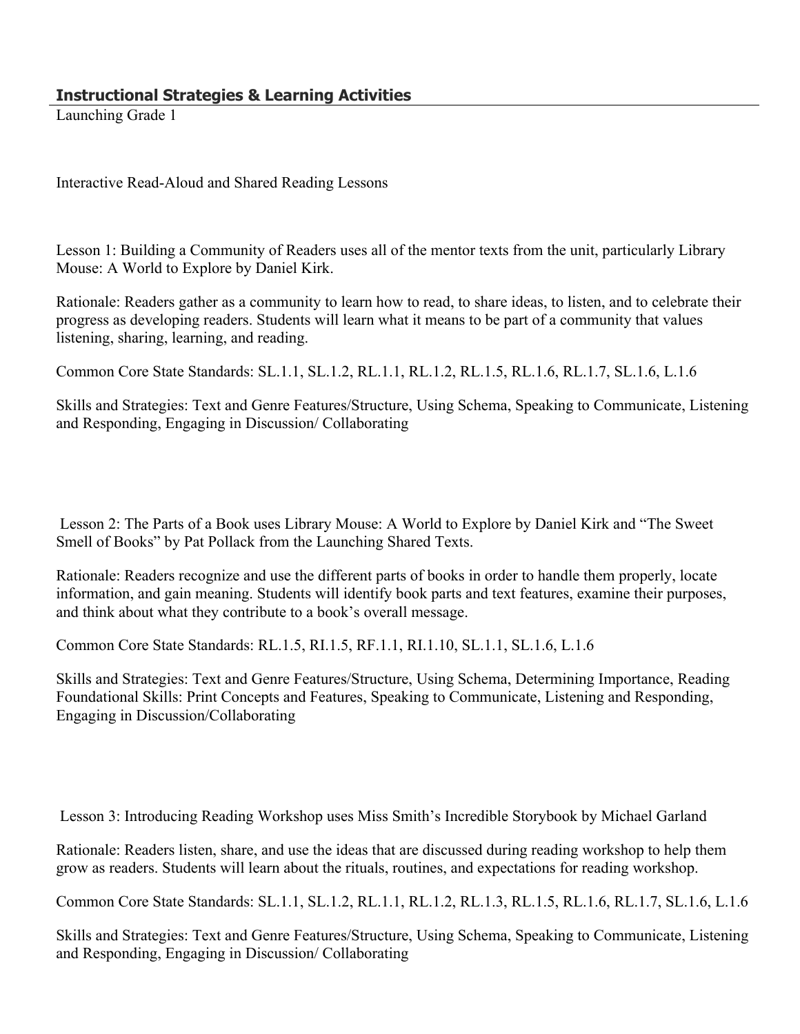## Instructional Strategies & Learning Activities

Launching Grade 1

Interactive Read-Aloud and Shared Reading Lessons

Lesson 1: Building a Community of Readers uses all of the mentor texts from the unit, particularly Library Mouse: A World to Explore by Daniel Kirk.

Rationale: Readers gather as a community to learn how to read, to share ideas, to listen, and to celebrate their progress as developing readers. Students will learn what it means to be part of a community that values listening, sharing, learning, and reading.

Common Core State Standards: SL.1.1, SL.1.2, RL.1.1, RL.1.2, RL.1.5, RL.1.6, RL.1.7, SL.1.6, L.1.6

Skills and Strategies: Text and Genre Features/Structure, Using Schema, Speaking to Communicate, Listening and Responding, Engaging in Discussion/ Collaborating

Lesson 2: The Parts of a Book uses Library Mouse: A World to Explore by Daniel Kirk and "The Sweet Smell of Books" by Pat Pollack from the Launching Shared Texts.

Rationale: Readers recognize and use the different parts of books in order to handle them properly, locate information, and gain meaning. Students will identify book parts and text features, examine their purposes, and think about what they contribute to a book's overall message.

Common Core State Standards: RL.1.5, RI.1.5, RF.1.1, RI.1.10, SL.1.1, SL.1.6, L.1.6

Skills and Strategies: Text and Genre Features/Structure, Using Schema, Determining Importance, Reading Foundational Skills: Print Concepts and Features, Speaking to Communicate, Listening and Responding, Engaging in Discussion/Collaborating

Lesson 3: Introducing Reading Workshop uses Miss Smith's Incredible Storybook by Michael Garland

Rationale: Readers listen, share, and use the ideas that are discussed during reading workshop to help them grow as readers. Students will learn about the rituals, routines, and expectations for reading workshop.

Common Core State Standards: SL.1.1, SL.1.2, RL.1.1, RL.1.2, RL.1.3, RL.1.5, RL.1.6, RL.1.7, SL.1.6, L.1.6

Skills and Strategies: Text and Genre Features/Structure, Using Schema, Speaking to Communicate, Listening and Responding, Engaging in Discussion/ Collaborating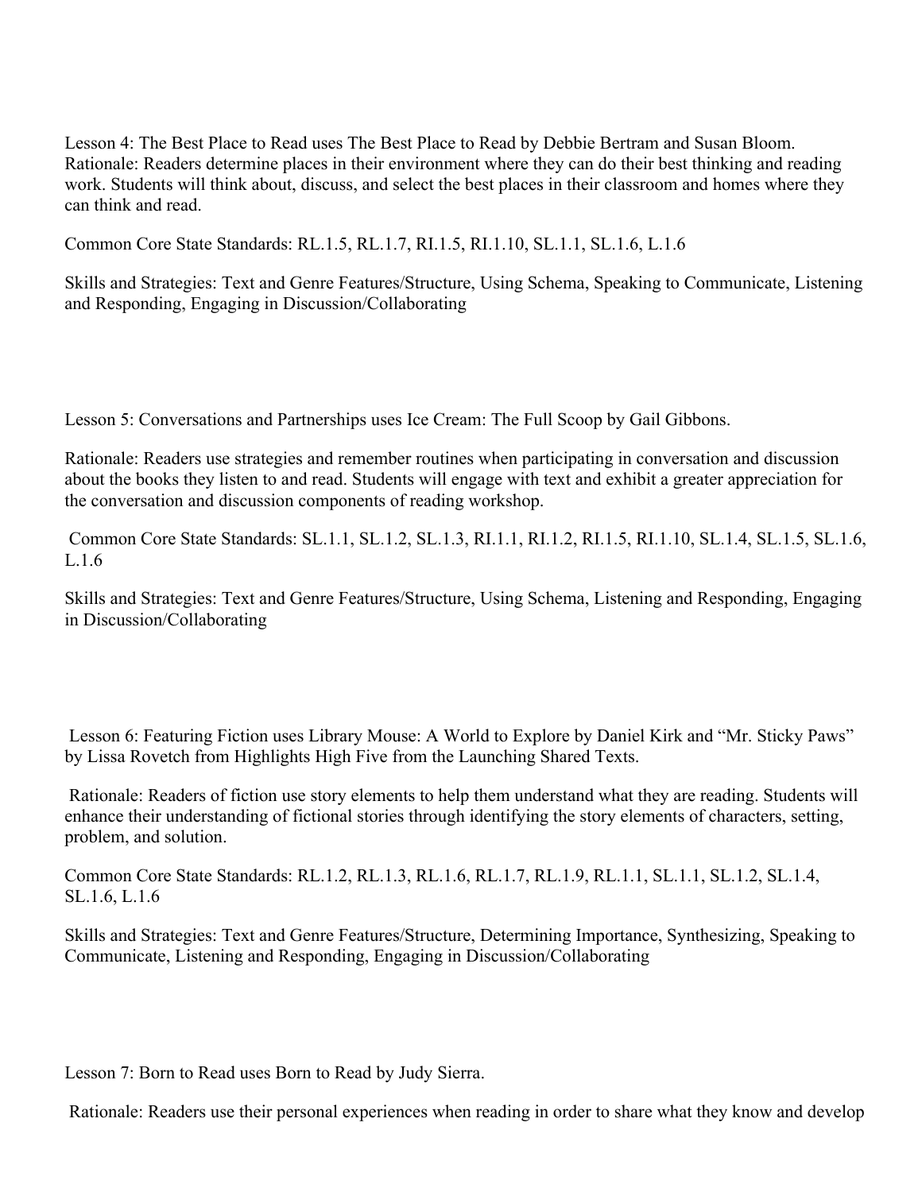Lesson 4: The Best Place to Read uses The Best Place to Read by Debbie Bertram and Susan Bloom. Rationale: Readers determine places in their environment where they can do their best thinking and reading work. Students will think about, discuss, and select the best places in their classroom and homes where they can think and read.

Common Core State Standards: RL.1.5, RL.1.7, RI.1.5, RI.1.10, SL.1.1, SL.1.6, L.1.6

Skills and Strategies: Text and Genre Features/Structure, Using Schema, Speaking to Communicate, Listening and Responding, Engaging in Discussion/Collaborating

Lesson 5: Conversations and Partnerships uses Ice Cream: The Full Scoop by Gail Gibbons.

Rationale: Readers use strategies and remember routines when participating in conversation and discussion about the books they listen to and read. Students will engage with text and exhibit a greater appreciation for the conversation and discussion components of reading workshop.

Common Core State Standards: SL.1.1, SL.1.2, SL.1.3, RI.1.1, RI.1.2, RI.1.5, RI.1.10, SL.1.4, SL.1.5, SL.1.6, L.1.6

Skills and Strategies: Text and Genre Features/Structure, Using Schema, Listening and Responding, Engaging in Discussion/Collaborating

Lesson 6: Featuring Fiction uses Library Mouse: A World to Explore by Daniel Kirk and "Mr. Sticky Paws" by Lissa Rovetch from Highlights High Five from the Launching Shared Texts.

Rationale: Readers of fiction use story elements to help them understand what they are reading. Students will enhance their understanding of fictional stories through identifying the story elements of characters, setting, problem, and solution.

Common Core State Standards: RL.1.2, RL.1.3, RL.1.6, RL.1.7, RL.1.9, RL.1.1, SL.1.1, SL.1.2, SL.1.4, SL.1.6, L.1.6

Skills and Strategies: Text and Genre Features/Structure, Determining Importance, Synthesizing, Speaking to Communicate, Listening and Responding, Engaging in Discussion/Collaborating

Lesson 7: Born to Read uses Born to Read by Judy Sierra.

Rationale: Readers use their personal experiences when reading in order to share what they know and develop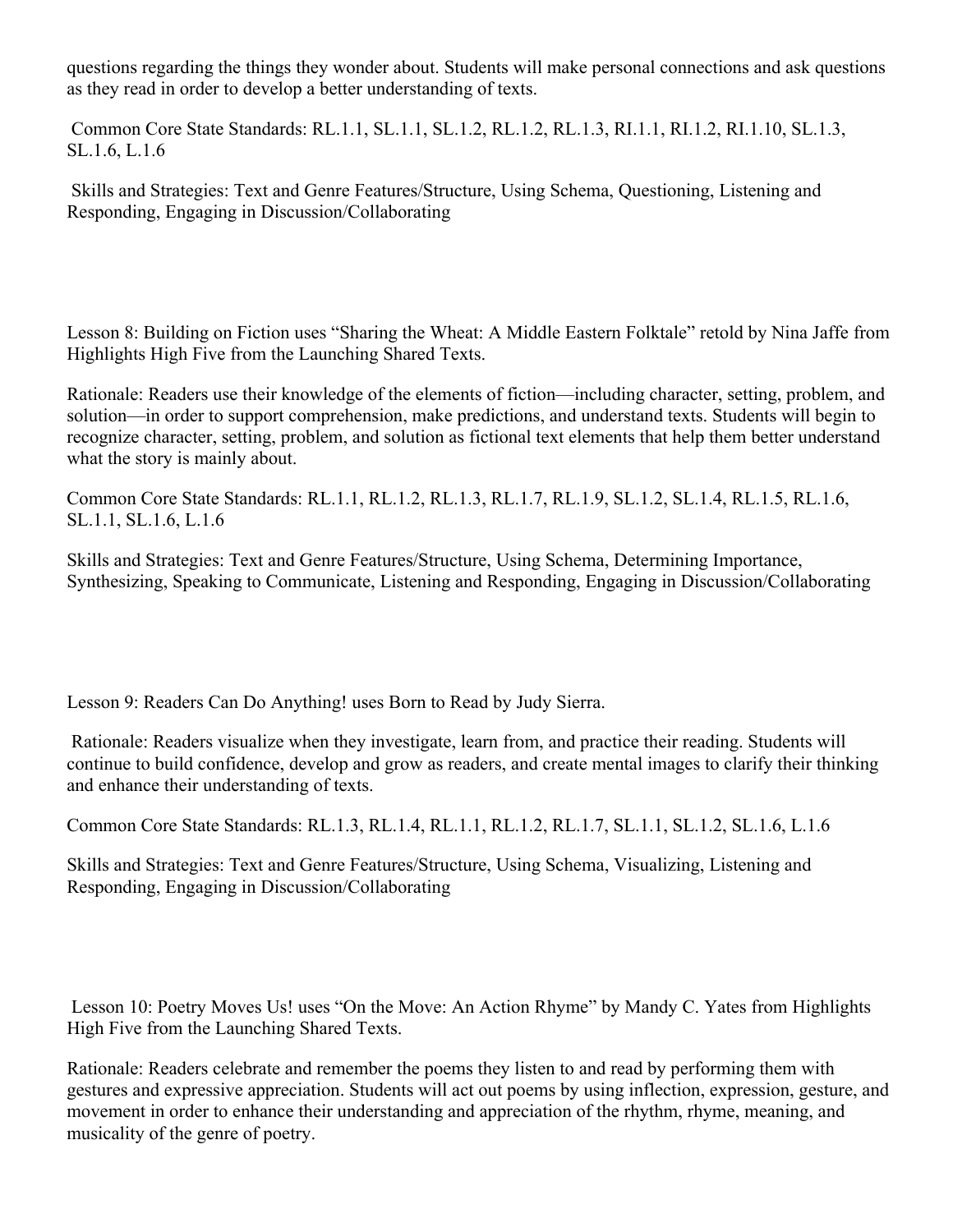questions regarding the things they wonder about. Students will make personal connections and ask questions as they read in order to develop a better understanding of texts.

Common Core State Standards: RL.1.1, SL.1.1, SL.1.2, RL.1.2, RL.1.3, RI.1.1, RI.1.2, RI.1.10, SL.1.3, SL.1.6, L.1.6

Skills and Strategies: Text and Genre Features/Structure, Using Schema, Questioning, Listening and Responding, Engaging in Discussion/Collaborating

Lesson 8: Building on Fiction uses "Sharing the Wheat: A Middle Eastern Folktale" retold by Nina Jaffe from Highlights High Five from the Launching Shared Texts.

Rationale: Readers use their knowledge of the elements of fiction—including character, setting, problem, and solution—in order to support comprehension, make predictions, and understand texts. Students will begin to recognize character, setting, problem, and solution as fictional text elements that help them better understand what the story is mainly about.

Common Core State Standards: RL.1.1, RL.1.2, RL.1.3, RL.1.7, RL.1.9, SL.1.2, SL.1.4, RL.1.5, RL.1.6, SL.1.1, SL.1.6, L.1.6

Skills and Strategies: Text and Genre Features/Structure, Using Schema, Determining Importance, Synthesizing, Speaking to Communicate, Listening and Responding, Engaging in Discussion/Collaborating

Lesson 9: Readers Can Do Anything! uses Born to Read by Judy Sierra.

Rationale: Readers visualize when they investigate, learn from, and practice their reading. Students will continue to build confidence, develop and grow as readers, and create mental images to clarify their thinking and enhance their understanding of texts.

Common Core State Standards: RL.1.3, RL.1.4, RL.1.1, RL.1.2, RL.1.7, SL.1.1, SL.1.2, SL.1.6, L.1.6

Skills and Strategies: Text and Genre Features/Structure, Using Schema, Visualizing, Listening and Responding, Engaging in Discussion/Collaborating

Lesson 10: Poetry Moves Us! uses "On the Move: An Action Rhyme" by Mandy C. Yates from Highlights High Five from the Launching Shared Texts.

Rationale: Readers celebrate and remember the poems they listen to and read by performing them with gestures and expressive appreciation. Students will act out poems by using inflection, expression, gesture, and movement in order to enhance their understanding and appreciation of the rhythm, rhyme, meaning, and musicality of the genre of poetry.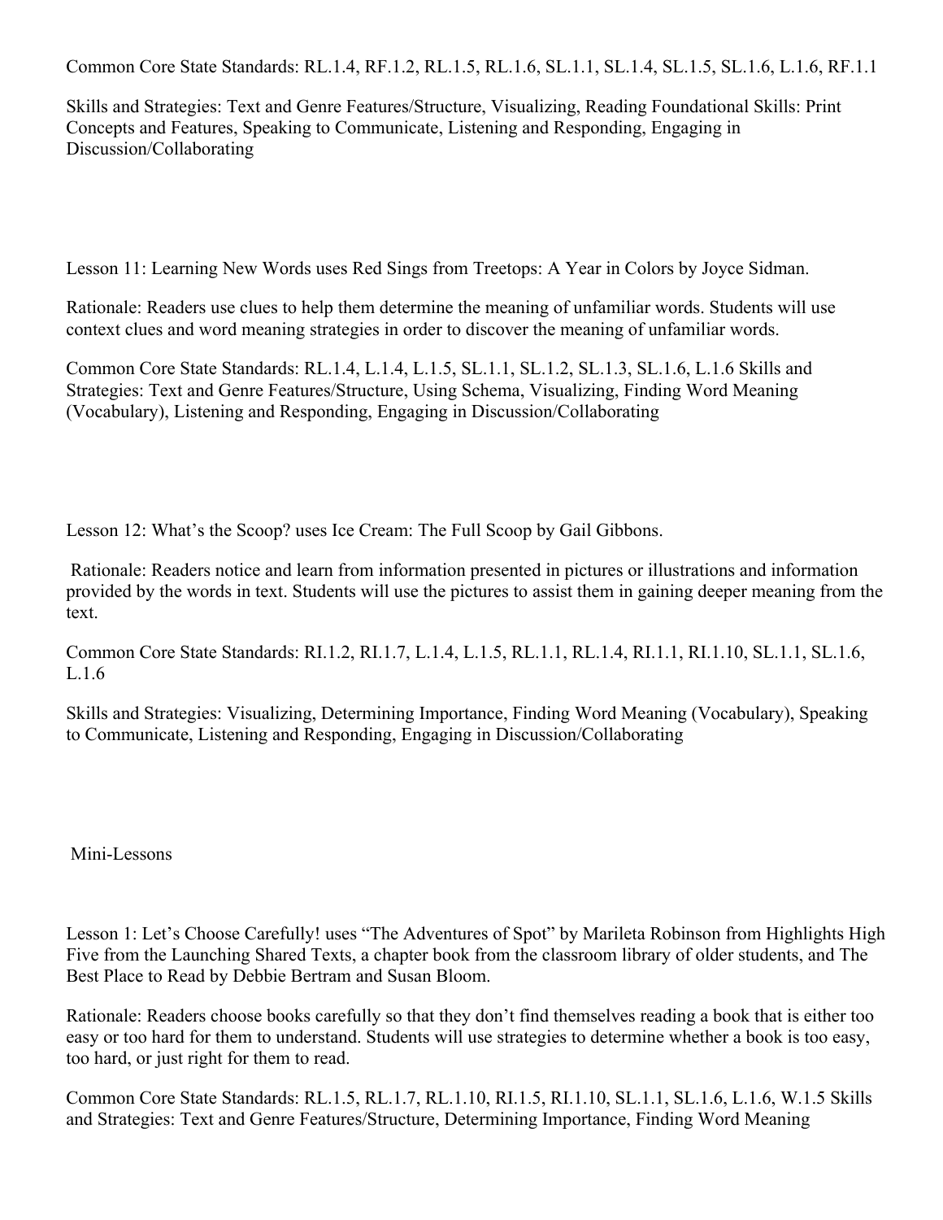Common Core State Standards: RL.1.4, RF.1.2, RL.1.5, RL.1.6, SL.1.1, SL.1.4, SL.1.5, SL.1.6, L.1.6, RF.1.1

Skills and Strategies: Text and Genre Features/Structure, Visualizing, Reading Foundational Skills: Print Concepts and Features, Speaking to Communicate, Listening and Responding, Engaging in Discussion/Collaborating

Lesson 11: Learning New Words uses Red Sings from Treetops: A Year in Colors by Joyce Sidman.

Rationale: Readers use clues to help them determine the meaning of unfamiliar words. Students will use context clues and word meaning strategies in order to discover the meaning of unfamiliar words.

Common Core State Standards: RL.1.4, L.1.4, L.1.5, SL.1.1, SL.1.2, SL.1.3, SL.1.6, L.1.6 Skills and Strategies: Text and Genre Features/Structure, Using Schema, Visualizing, Finding Word Meaning (Vocabulary), Listening and Responding, Engaging in Discussion/Collaborating

Lesson 12: What's the Scoop? uses Ice Cream: The Full Scoop by Gail Gibbons.

Rationale: Readers notice and learn from information presented in pictures or illustrations and information provided by the words in text. Students will use the pictures to assist them in gaining deeper meaning from the text.

Common Core State Standards: RI.1.2, RI.1.7, L.1.4, L.1.5, RL.1.1, RL.1.4, RI.1.1, RI.1.10, SL.1.1, SL.1.6, L.1.6

Skills and Strategies: Visualizing, Determining Importance, Finding Word Meaning (Vocabulary), Speaking to Communicate, Listening and Responding, Engaging in Discussion/Collaborating

## Mini-Lessons

Lesson 1: Let's Choose Carefully! uses "The Adventures of Spot" by Marileta Robinson from Highlights High Five from the Launching Shared Texts, a chapter book from the classroom library of older students, and The Best Place to Read by Debbie Bertram and Susan Bloom.

Rationale: Readers choose books carefully so that they don't find themselves reading a book that is either too easy or too hard for them to understand. Students will use strategies to determine whether a book is too easy, too hard, or just right for them to read.

Common Core State Standards: RL.1.5, RL.1.7, RL.1.10, RI.1.5, RI.1.10, SL.1.1, SL.1.6, L.1.6, W.1.5 Skills and Strategies: Text and Genre Features/Structure, Determining Importance, Finding Word Meaning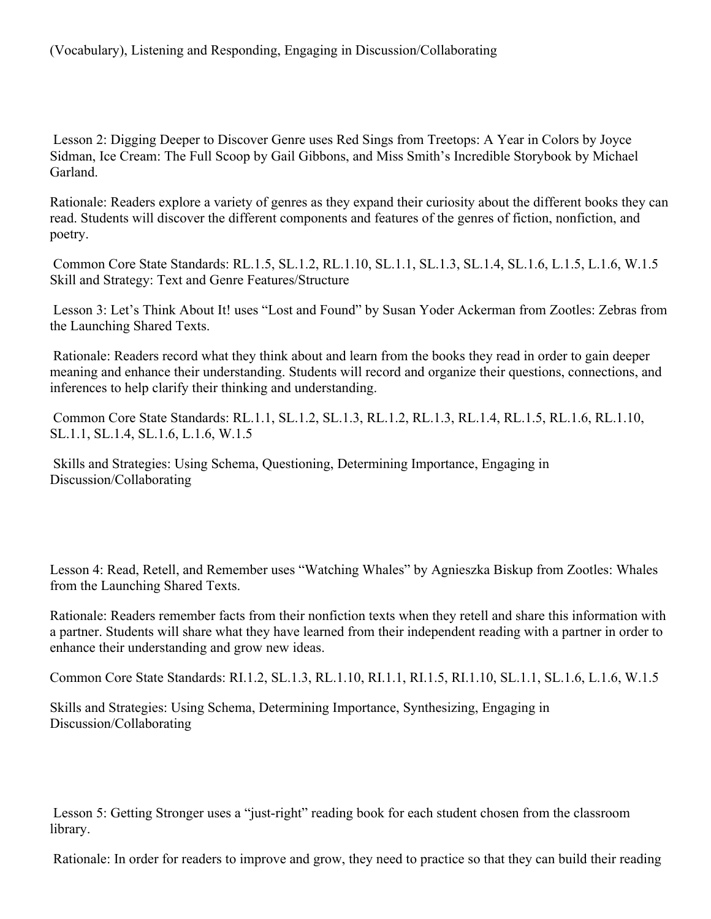(Vocabulary), Listening and Responding, Engaging in Discussion/Collaborating

Lesson 2: Digging Deeper to Discover Genre uses Red Sings from Treetops: A Year in Colors by Joyce Sidman, Ice Cream: The Full Scoop by Gail Gibbons, and Miss Smith's Incredible Storybook by Michael Garland.

Rationale: Readers explore a variety of genres as they expand their curiosity about the different books they can read. Students will discover the different components and features of the genres of fiction, nonfiction, and poetry.

Common Core State Standards: RL.1.5, SL.1.2, RL.1.10, SL.1.1, SL.1.3, SL.1.4, SL.1.6, L.1.5, L.1.6, W.1.5
Skill and Strategy: Text and Genre Features/Structure

Lesson 3: Let's Think About It! uses "Lost and Found" by Susan Yoder Ackerman from Zootles: Zebras from the Launching Shared Texts.

Rationale: Readers record what they think about and learn from the books they read in order to gain deeper meaning and enhance their understanding. Students will record and organize their questions, connections, and inferences to help clarify their thinking and understanding.

Common Core State Standards: RL.1.1, SL.1.2, SL.1.3, RL.1.2, RL.1.3, RL.1.4, RL.1.5, RL.1.6, RL.1.10, SL.1.1, SL.1.4, SL.1.6, L.1.6, W.1.5

Skills and Strategies: Using Schema, Questioning, Determining Importance, Engaging in Discussion/Collaborating

Lesson 4: Read, Retell, and Remember uses "Watching Whales" by Agnieszka Biskup from Zootles: Whales from the Launching Shared Texts.

Rationale: Readers remember facts from their nonfiction texts when they retell and share this information with a partner. Students will share what they have learned from their independent reading with a partner in order to enhance their understanding and grow new ideas.

Common Core State Standards: RI.1.2, SL.1.3, RL.1.10, RI.1.1, RI.1.5, RI.1.10, SL.1.1, SL.1.6, L.1.6, W.1.5

Skills and Strategies: Using Schema, Determining Importance, Synthesizing, Engaging in Discussion/Collaborating

Lesson 5: Getting Stronger uses a "just-right" reading book for each student chosen from the classroom library.

Rationale: In order for readers to improve and grow, they need to practice so that they can build their reading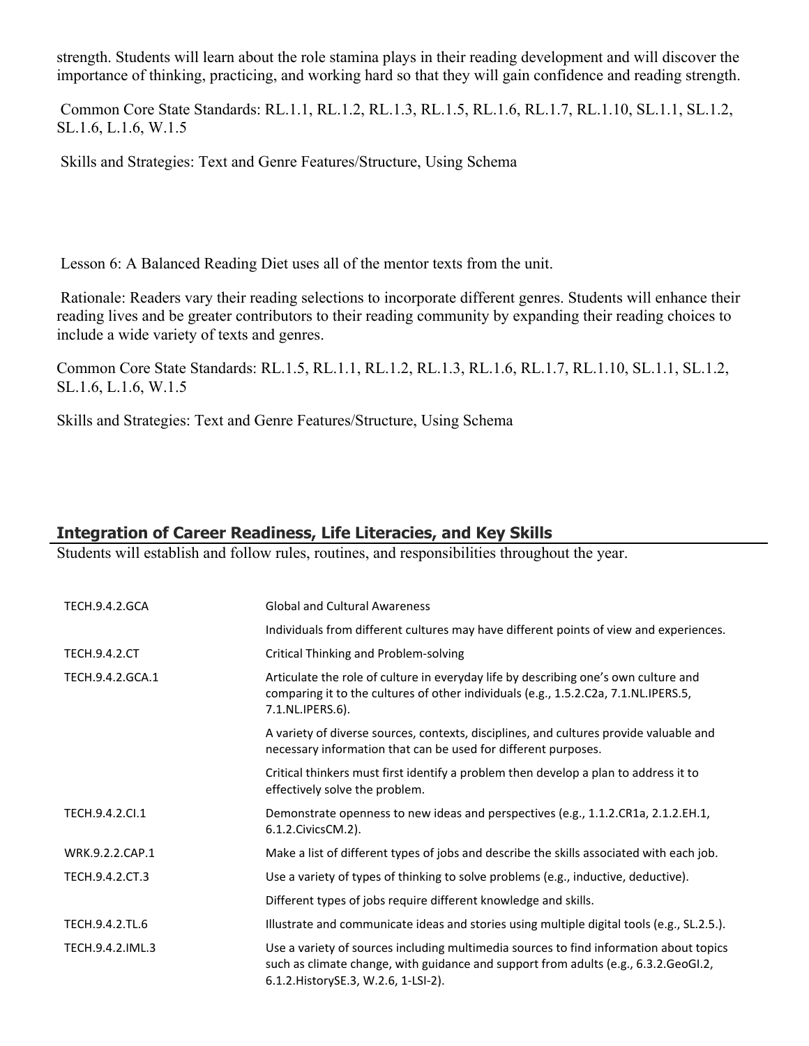strength. Students will learn about the role stamina plays in their reading development and will discover the importance of thinking, practicing, and working hard so that they will gain confidence and reading strength.

Common Core State Standards: RL.1.1, RL.1.2, RL.1.3, RL.1.5, RL.1.6, RL.1.7, RL.1.10, SL.1.1, SL.1.2, SL.1.6, L.1.6, W.1.5

Skills and Strategies: Text and Genre Features/Structure, Using Schema

Lesson 6: A Balanced Reading Diet uses all of the mentor texts from the unit.

Rationale: Readers vary their reading selections to incorporate different genres. Students will enhance their reading lives and be greater contributors to their reading community by expanding their reading choices to include a wide variety of texts and genres.

Common Core State Standards: RL.1.5, RL.1.1, RL.1.2, RL.1.3, RL.1.6, RL.1.7, RL.1.10, SL.1.1, SL.1.2, SL.1.6, L.1.6, W.1.5

Skills and Strategies: Text and Genre Features/Structure, Using Schema

## Integration of Career Readiness, Life Literacies, and Key Skills

Students will establish and follow rules, routines, and responsibilities throughout the year.

| | |
|---|---|
| TECH.9.4.2.GCA | Global and Cultural Awareness |
| | Individuals from different cultures may have different points of view and experiences. |
| TECH.9.4.2.CT | Critical Thinking and Problem-solving |
| TECH.9.4.2.GCA.1 | Articulate the role of culture in everyday life by describing one's own culture and comparing it to the cultures of other individuals (e.g., 1.5.2.C2a, 7.1.NL.IPERS.5, 7.1.NL.IPERS.6). |
| | A variety of diverse sources, contexts, disciplines, and cultures provide valuable and necessary information that can be used for different purposes. |
| | Critical thinkers must first identify a problem then develop a plan to address it to effectively solve the problem. |
| TECH.9.4.2.CI.1 | Demonstrate openness to new ideas and perspectives (e.g., 1.1.2.CR1a, 2.1.2.EH.1, 6.1.2.CivicsCM.2). |
| WRK.9.2.2.CAP.1 | Make a list of different types of jobs and describe the skills associated with each job. |
| TECH.9.4.2.CT.3 | Use a variety of types of thinking to solve problems (e.g., inductive, deductive). |
| | Different types of jobs require different knowledge and skills. |
| TECH.9.4.2.TL.6 | Illustrate and communicate ideas and stories using multiple digital tools (e.g., SL.2.5.). |
| TECH.9.4.2.IML.3 | Use a variety of sources including multimedia sources to find information about topics such as climate change, with guidance and support from adults (e.g., 6.3.2.GeoGI.2, 6.1.2.HistorySE.3, W.2.6, 1-LSI-2). |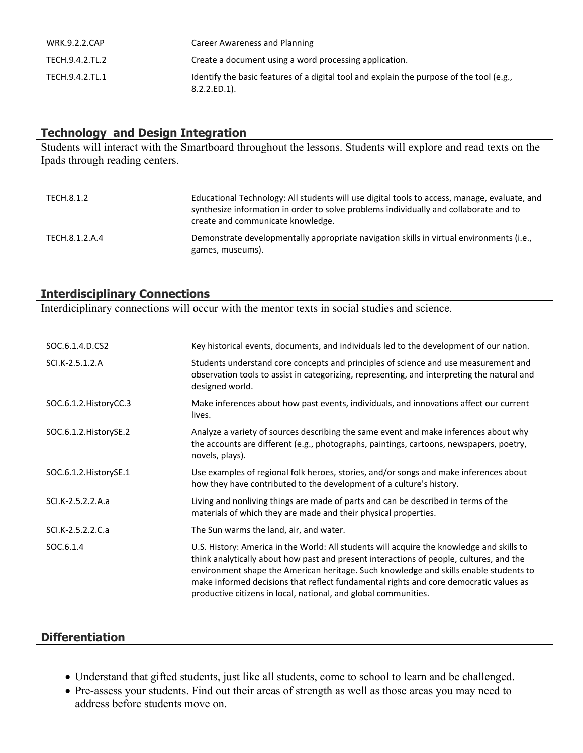| | |
|---|---|
| WRK.9.2.2.CAP | Career Awareness and Planning |
| TECH.9.4.2.TL.2 | Create a document using a word processing application. |
| TECH.9.4.2.TL.1 | Identify the basic features of a digital tool and explain the purpose of the tool (e.g., 8.2.2.ED.1). |

## Technology and Design Integration

Students will interact with the Smartboard throughout the lessons. Students will explore and read texts on the Ipads through reading centers.

| | |
|---|---|
| TECH.8.1.2 | Educational Technology: All students will use digital tools to access, manage, evaluate, and synthesize information in order to solve problems individually and collaborate and to create and communicate knowledge. |
| TECH.8.1.2.A.4 | Demonstrate developmentally appropriate navigation skills in virtual environments (i.e., games, museums). |

## Interdisciplinary Connections

Interdiciplinary connections will occur with the mentor texts in social studies and science.

| | |
|---|---|
| SOC.6.1.4.D.CS2 | Key historical events, documents, and individuals led to the development of our nation. |
| SCI.K-2.5.1.2.A | Students understand core concepts and principles of science and use measurement and observation tools to assist in categorizing, representing, and interpreting the natural and designed world. |
| SOC.6.1.2.HistoryCC.3 | Make inferences about how past events, individuals, and innovations affect our current lives. |
| SOC.6.1.2.HistorySE.2 | Analyze a variety of sources describing the same event and make inferences about why the accounts are different (e.g., photographs, paintings, cartoons, newspapers, poetry, novels, plays). |
| SOC.6.1.2.HistorySE.1 | Use examples of regional folk heroes, stories, and/or songs and make inferences about how they have contributed to the development of a culture's history. |
| SCI.K-2.5.2.2.A.a | Living and nonliving things are made of parts and can be described in terms of the materials of which they are made and their physical properties. |
| SCI.K-2.5.2.2.C.a | The Sun warms the land, air, and water. |
| SOC.6.1.4 | U.S. History: America in the World: All students will acquire the knowledge and skills to think analytically about how past and present interactions of people, cultures, and the environment shape the American heritage. Such knowledge and skills enable students to make informed decisions that reflect fundamental rights and core democratic values as productive citizens in local, national, and global communities. |

## Differentiation

- Understand that gifted students, just like all students, come to school to learn and be challenged.
- Pre-assess your students. Find out their areas of strength as well as those areas you may need to address before students move on.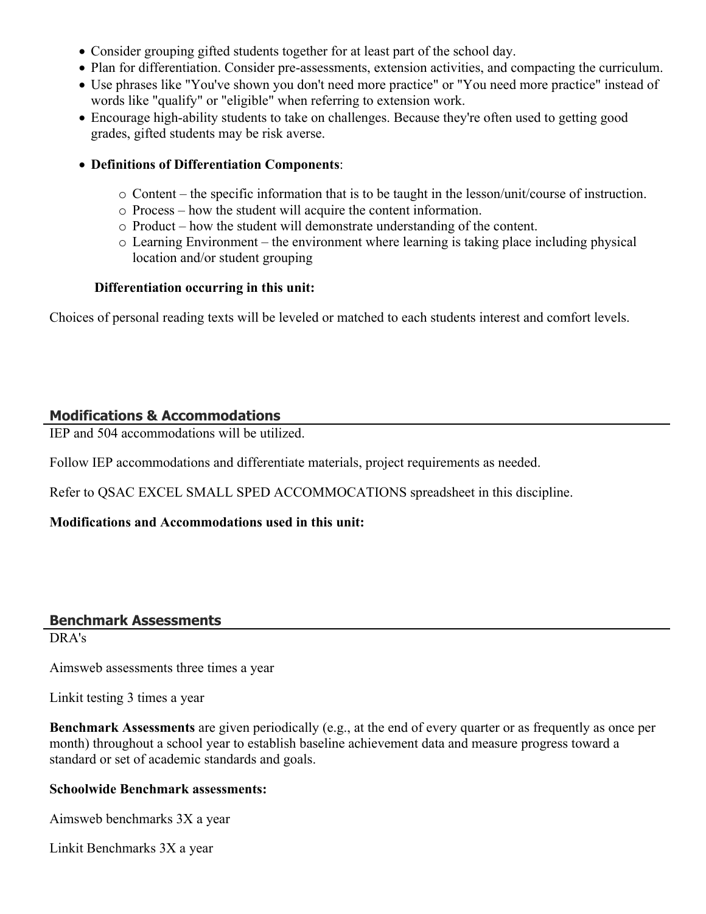- Consider grouping gifted students together for at least part of the school day.
- Plan for differentiation. Consider pre-assessments, extension activities, and compacting the curriculum.
- Use phrases like "You've shown you don't need more practice" or "You need more practice" instead of words like "qualify" or "eligible" when referring to extension work.
- Encourage high-ability students to take on challenges. Because they're often used to getting good grades, gifted students may be risk averse.
- **Definitions of Differentiation Components**:
  - Content – the specific information that is to be taught in the lesson/unit/course of instruction.
  - Process – how the student will acquire the content information.
  - Product – how the student will demonstrate understanding of the content.
  - Learning Environment – the environment where learning is taking place including physical location and/or student grouping

**Differentiation occurring in this unit:**

Choices of personal reading texts will be leveled or matched to each students interest and comfort levels.

## Modifications & Accommodations

IEP and 504 accommodations will be utilized.

Follow IEP accommodations and differentiate materials, project requirements as needed.

Refer to QSAC EXCEL SMALL SPED ACCOMMOCATIONS spreadsheet in this discipline.

**Modifications and Accommodations used in this unit:**

## Benchmark Assessments

DRA's

Aimsweb assessments three times a year

Linkit testing 3 times a year

**Benchmark Assessments** are given periodically (e.g., at the end of every quarter or as frequently as once per month) throughout a school year to establish baseline achievement data and measure progress toward a standard or set of academic standards and goals.

**Schoolwide Benchmark assessments:**

Aimsweb benchmarks 3X a year

Linkit Benchmarks 3X a year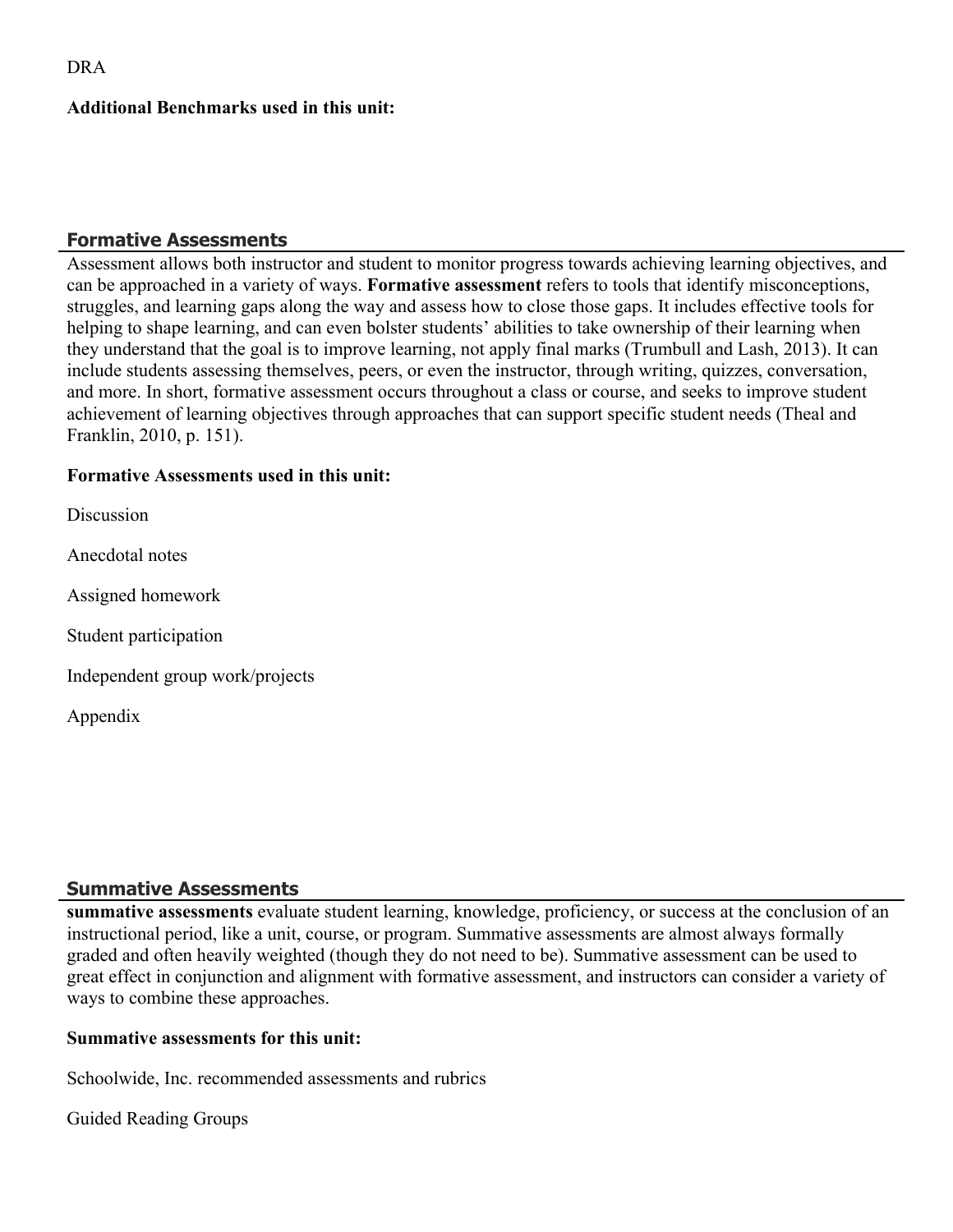DRA

**Additional Benchmarks used in this unit:**

## Formative Assessments

Assessment allows both instructor and student to monitor progress towards achieving learning objectives, and can be approached in a variety of ways. **Formative assessment** refers to tools that identify misconceptions, struggles, and learning gaps along the way and assess how to close those gaps. It includes effective tools for helping to shape learning, and can even bolster students' abilities to take ownership of their learning when they understand that the goal is to improve learning, not apply final marks (Trumbull and Lash, 2013). It can include students assessing themselves, peers, or even the instructor, through writing, quizzes, conversation, and more. In short, formative assessment occurs throughout a class or course, and seeks to improve student achievement of learning objectives through approaches that can support specific student needs (Theal and Franklin, 2010, p. 151).

**Formative Assessments used in this unit:**

Discussion

Anecdotal notes

Assigned homework

Student participation

Independent group work/projects

Appendix

## Summative Assessments

**summative assessments** evaluate student learning, knowledge, proficiency, or success at the conclusion of an instructional period, like a unit, course, or program. Summative assessments are almost always formally graded and often heavily weighted (though they do not need to be). Summative assessment can be used to great effect in conjunction and alignment with formative assessment, and instructors can consider a variety of ways to combine these approaches.

**Summative assessments for this unit:**

Schoolwide, Inc. recommended assessments and rubrics

Guided Reading Groups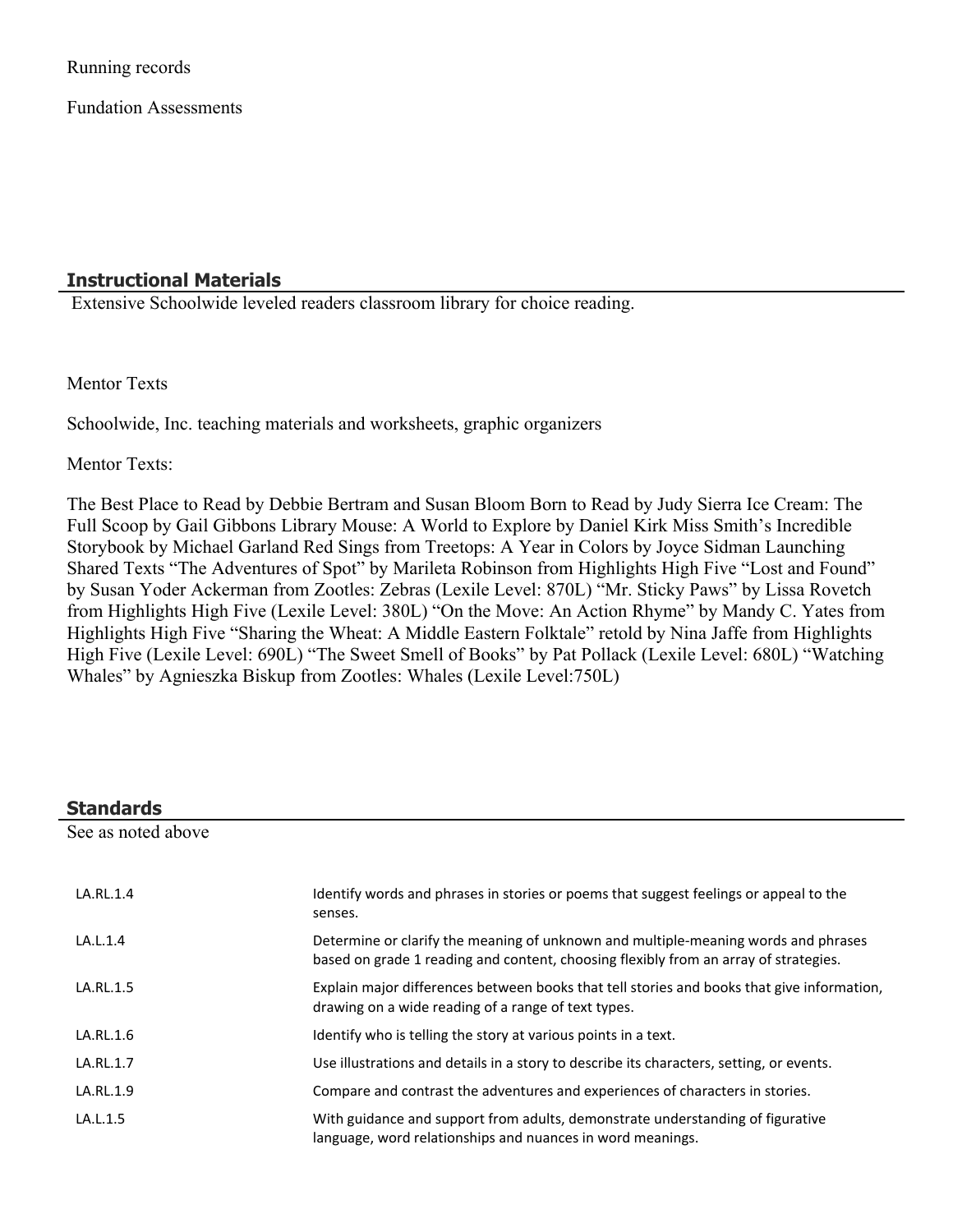Running records

Fundation Assessments

## Instructional Materials

Extensive Schoolwide leveled readers classroom library for choice reading.

Mentor Texts

Schoolwide, Inc. teaching materials and worksheets, graphic organizers

Mentor Texts:

The Best Place to Read by Debbie Bertram and Susan Bloom Born to Read by Judy Sierra Ice Cream: The Full Scoop by Gail Gibbons Library Mouse: A World to Explore by Daniel Kirk Miss Smith's Incredible Storybook by Michael Garland Red Sings from Treetops: A Year in Colors by Joyce Sidman Launching Shared Texts "The Adventures of Spot" by Marileta Robinson from Highlights High Five "Lost and Found" by Susan Yoder Ackerman from Zootles: Zebras (Lexile Level: 870L) "Mr. Sticky Paws" by Lissa Rovetch from Highlights High Five (Lexile Level: 380L) "On the Move: An Action Rhyme" by Mandy C. Yates from Highlights High Five "Sharing the Wheat: A Middle Eastern Folktale" retold by Nina Jaffe from Highlights High Five (Lexile Level: 690L) "The Sweet Smell of Books" by Pat Pollack (Lexile Level: 680L) "Watching Whales" by Agnieszka Biskup from Zootles: Whales (Lexile Level:750L)

## Standards

See as noted above

| | |
|---|---|
| LA.RL.1.4 | Identify words and phrases in stories or poems that suggest feelings or appeal to the senses. |
| LA.L.1.4 | Determine or clarify the meaning of unknown and multiple-meaning words and phrases based on grade 1 reading and content, choosing flexibly from an array of strategies. |
| LA.RL.1.5 | Explain major differences between books that tell stories and books that give information, drawing on a wide reading of a range of text types. |
| LA.RL.1.6 | Identify who is telling the story at various points in a text. |
| LA.RL.1.7 | Use illustrations and details in a story to describe its characters, setting, or events. |
| LA.RL.1.9 | Compare and contrast the adventures and experiences of characters in stories. |
| LA.L.1.5 | With guidance and support from adults, demonstrate understanding of figurative language, word relationships and nuances in word meanings. |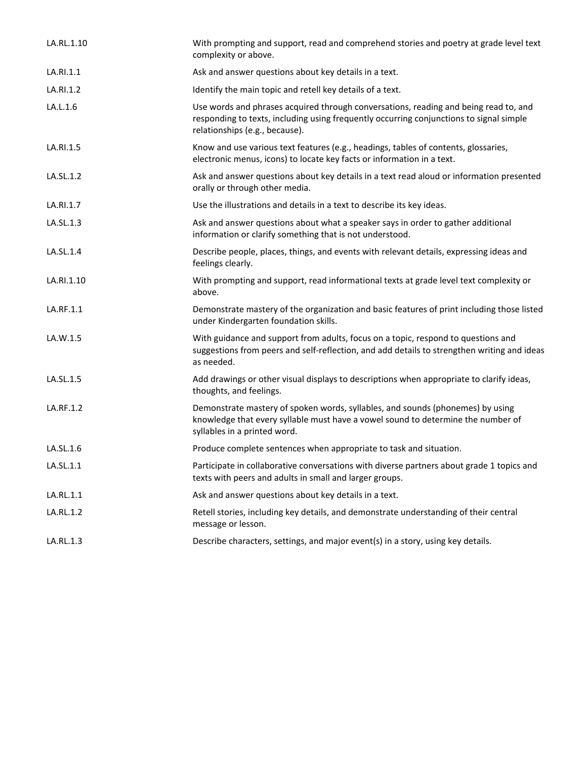| | |
|---|---|
| LA.RL.1.10 | With prompting and support, read and comprehend stories and poetry at grade level text complexity or above. |
| LA.RI.1.1 | Ask and answer questions about key details in a text. |
| LA.RI.1.2 | Identify the main topic and retell key details of a text. |
| LA.L.1.6 | Use words and phrases acquired through conversations, reading and being read to, and responding to texts, including using frequently occurring conjunctions to signal simple relationships (e.g., because). |
| LA.RI.1.5 | Know and use various text features (e.g., headings, tables of contents, glossaries, electronic menus, icons) to locate key facts or information in a text. |
| LA.SL.1.2 | Ask and answer questions about key details in a text read aloud or information presented orally or through other media. |
| LA.RI.1.7 | Use the illustrations and details in a text to describe its key ideas. |
| LA.SL.1.3 | Ask and answer questions about what a speaker says in order to gather additional information or clarify something that is not understood. |
| LA.SL.1.4 | Describe people, places, things, and events with relevant details, expressing ideas and feelings clearly. |
| LA.RI.1.10 | With prompting and support, read informational texts at grade level text complexity or above. |
| LA.RF.1.1 | Demonstrate mastery of the organization and basic features of print including those listed under Kindergarten foundation skills. |
| LA.W.1.5 | With guidance and support from adults, focus on a topic, respond to questions and suggestions from peers and self-reflection, and add details to strengthen writing and ideas as needed. |
| LA.SL.1.5 | Add drawings or other visual displays to descriptions when appropriate to clarify ideas, thoughts, and feelings. |
| LA.RF.1.2 | Demonstrate mastery of spoken words, syllables, and sounds (phonemes) by using knowledge that every syllable must have a vowel sound to determine the number of syllables in a printed word. |
| LA.SL.1.6 | Produce complete sentences when appropriate to task and situation. |
| LA.SL.1.1 | Participate in collaborative conversations with diverse partners about grade 1 topics and texts with peers and adults in small and larger groups. |
| LA.RL.1.1 | Ask and answer questions about key details in a text. |
| LA.RL.1.2 | Retell stories, including key details, and demonstrate understanding of their central message or lesson. |
| LA.RL.1.3 | Describe characters, settings, and major event(s) in a story, using key details. |